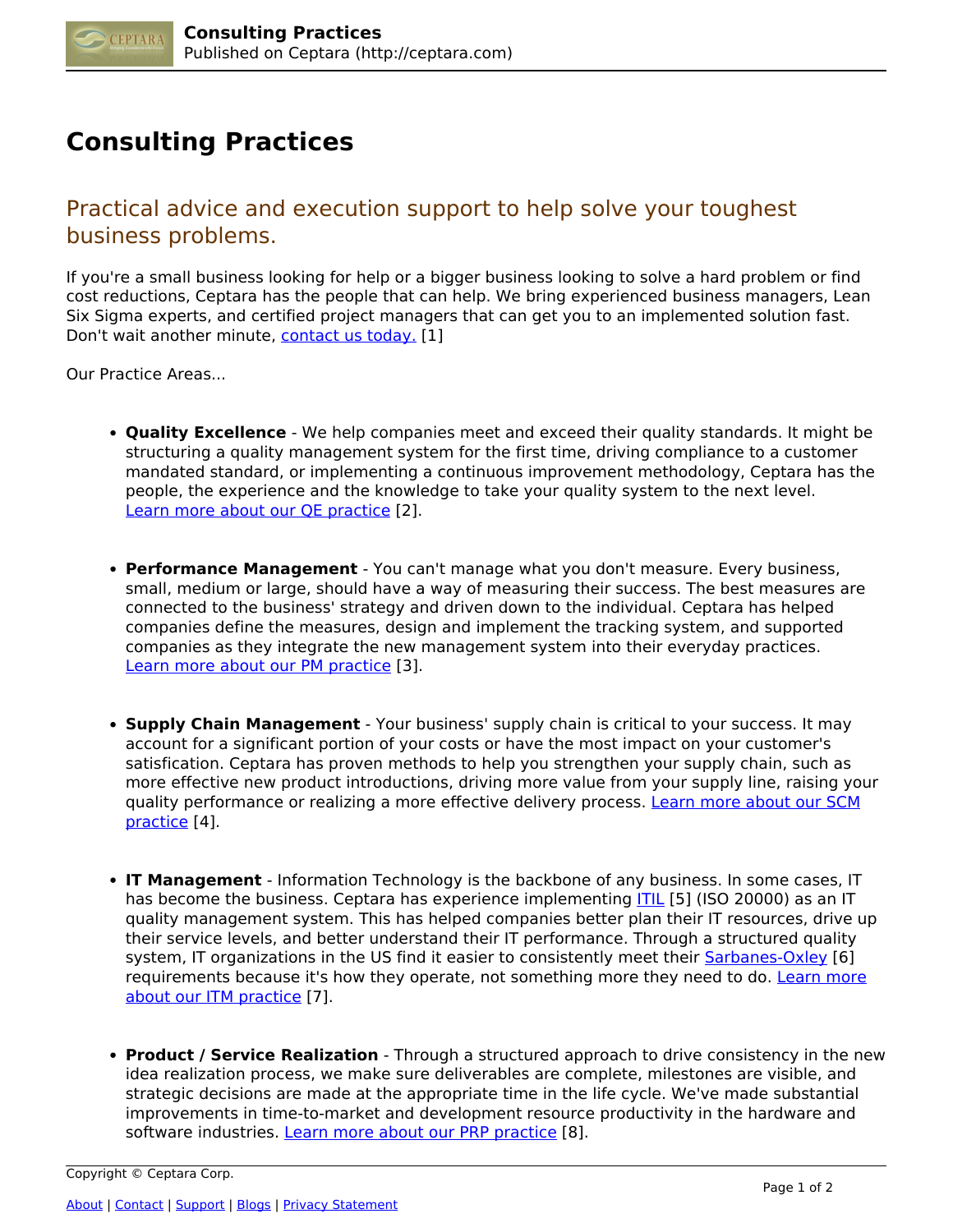# Consulting Practices

## Practical advice and execution support to help solve your toughest business problems.

If you're a small business looking for help or a bigger business looking to solve a hard problem or find cost reductions, Ceptara has the people that can help. We bring experienced business managers, Lean Six Sigma experts, and certified project managers that can get you to an implemented solution fast. Don't wait another minute, contact us today. [1]

Our Practice Areas...

- **Quality Excellence** - We help companies meet and exceed their quality standards. It might be structuring a quality management system for the first time, driving compliance to a customer mandated standard, or implementing a continuous improvement methodology, Ceptara has the people, the experience and the knowledge to take your quality system to the next level. Learn more about our QE practice [2].

- **Performance Management** - You can't manage what you don't measure. Every business, small, medium or large, should have a way of measuring their success. The best measures are connected to the business' strategy and driven down to the individual. Ceptara has helped companies define the measures, design and implement the tracking system, and supported companies as they integrate the new management system into their everyday practices. Learn more about our PM practice [3].

- **Supply Chain Management** - Your business' supply chain is critical to your success. It may account for a significant portion of your costs or have the most impact on your customer's satisfication. Ceptara has proven methods to help you strengthen your supply chain, such as more effective new product introductions, driving more value from your supply line, raising your quality performance or realizing a more effective delivery process. Learn more about our SCM practice [4].

- **IT Management** - Information Technology is the backbone of any business. In some cases, IT has become the business. Ceptara has experience implementing ITIL [5] (ISO 20000) as an IT quality management system. This has helped companies better plan their IT resources, drive up their service levels, and better understand their IT performance. Through a structured quality system, IT organizations in the US find it easier to consistently meet their Sarbanes-Oxley [6] requirements because it's how they operate, not something more they need to do. Learn more about our ITM practice [7].

- **Product / Service Realization** - Through a structured approach to drive consistency in the new idea realization process, we make sure deliverables are complete, milestones are visible, and strategic decisions are made at the appropriate time in the life cycle. We've made substantial improvements in time-to-market and development resource productivity in the hardware and software industries. Learn more about our PRP practice [8].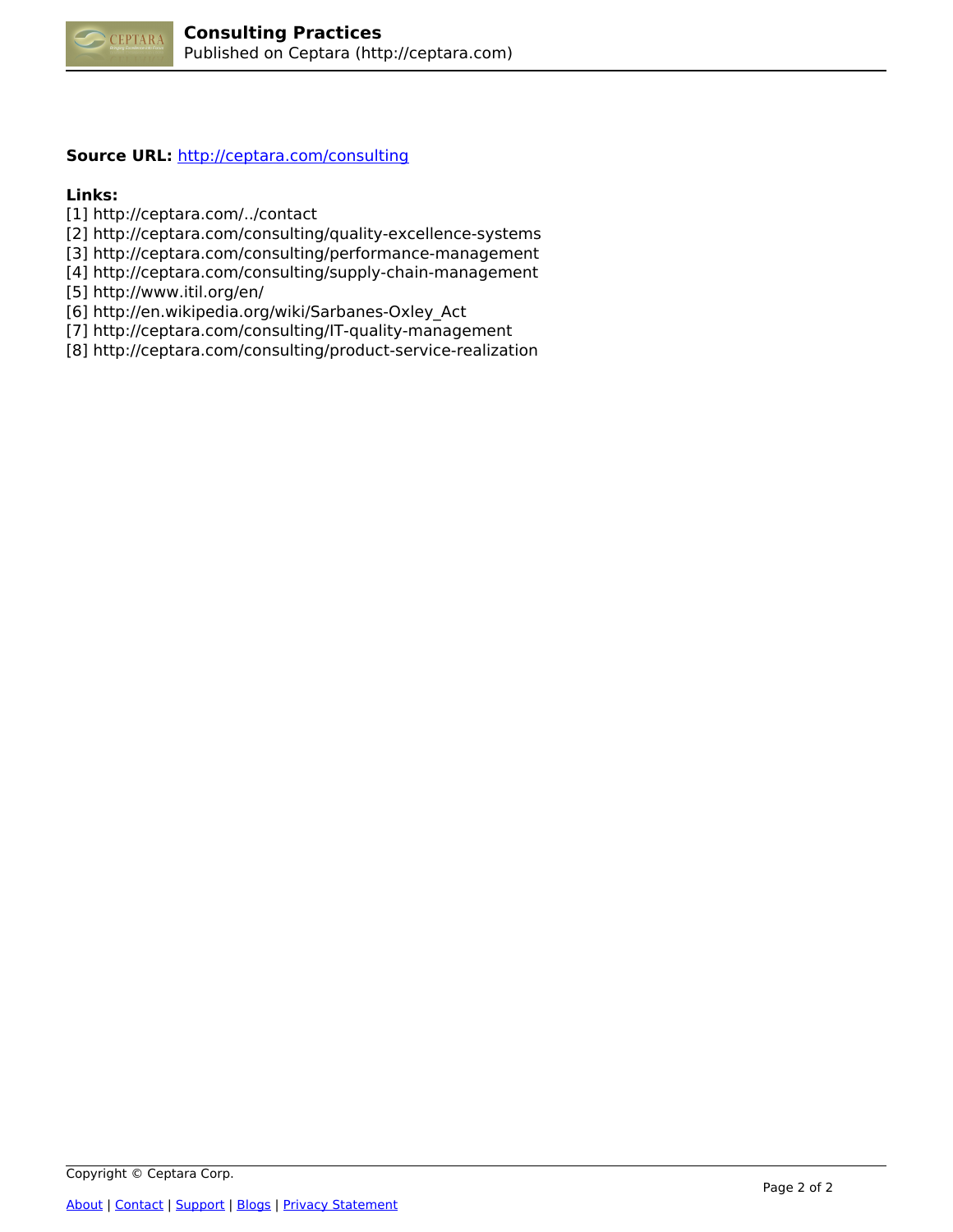**Source URL:** http://ceptara.com/consulting

**Links:**
[1] http://ceptara.com/../contact
[2] http://ceptara.com/consulting/quality-excellence-systems
[3] http://ceptara.com/consulting/performance-management
[4] http://ceptara.com/consulting/supply-chain-management
[5] http://www.itil.org/en/
[6] http://en.wikipedia.org/wiki/Sarbanes-Oxley_Act
[7] http://ceptara.com/consulting/IT-quality-management
[8] http://ceptara.com/consulting/product-service-realization